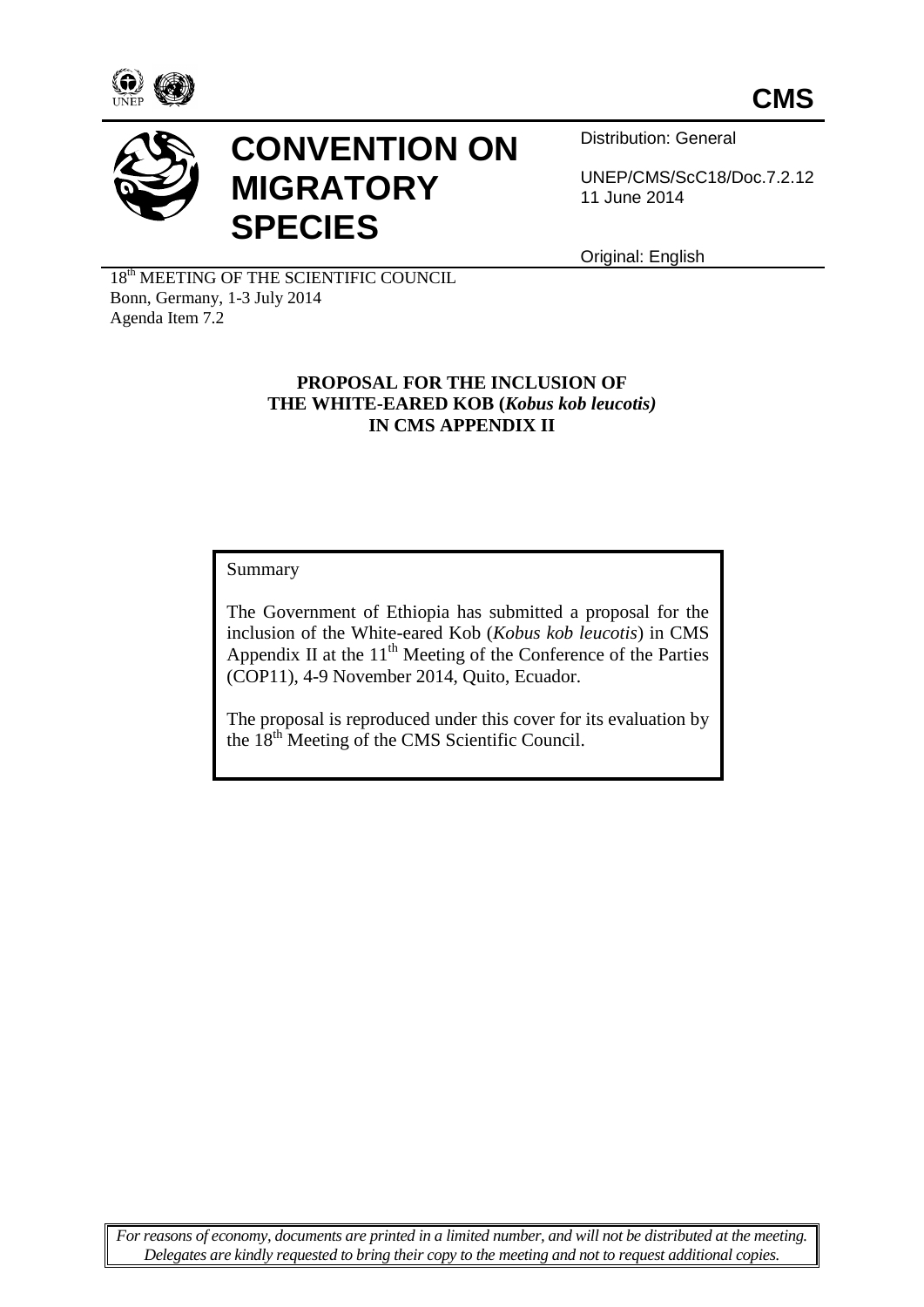# CMS

# CONVENTION ON MIGRATORY SPECIES

Distribution: General

UNEP/CMS/ScC18/Doc.7.2.12
11 June 2014

Original: English

18th MEETING OF THE SCIENTIFIC COUNCIL
Bonn, Germany, 1-3 July 2014
Agenda Item 7.2

**PROPOSAL FOR THE INCLUSION OF THE WHITE-EARED KOB (*Kobus kob leucotis*) IN CMS APPENDIX II**

Summary

The Government of Ethiopia has submitted a proposal for the inclusion of the White-eared Kob (*Kobus kob leucotis*) in CMS Appendix II at the 11th Meeting of the Conference of the Parties (COP11), 4-9 November 2014, Quito, Ecuador.

The proposal is reproduced under this cover for its evaluation by the 18th Meeting of the CMS Scientific Council.

*For reasons of economy, documents are printed in a limited number, and will not be distributed at the meeting. Delegates are kindly requested to bring their copy to the meeting and not to request additional copies.*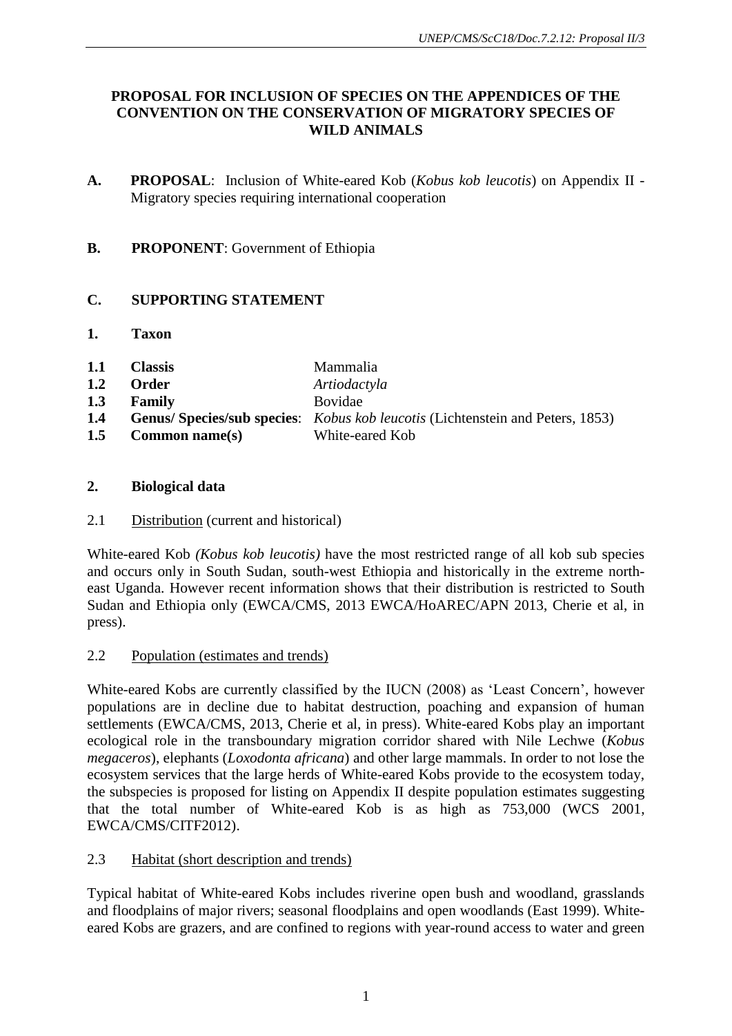**PROPOSAL FOR INCLUSION OF SPECIES ON THE APPENDICES OF THE CONVENTION ON THE CONSERVATION OF MIGRATORY SPECIES OF WILD ANIMALS**

**A. PROPOSAL**: Inclusion of White-eared Kob (*Kobus kob leucotis*) on Appendix II - Migratory species requiring international cooperation

**B. PROPONENT**: Government of Ethiopia

**C. SUPPORTING STATEMENT**

**1. Taxon**

**1.1 Classis** Mammalia
**1.2 Order** *Artiodactyla*
**1.3 Family** Bovidae
**1.4 Genus/ Species/sub species**: *Kobus kob leucotis* (Lichtenstein and Peters, 1853)
**1.5 Common name(s)** White-eared Kob

**2. Biological data**

2.1 Distribution (current and historical)

White-eared Kob *(Kobus kob leucotis)* have the most restricted range of all kob sub species and occurs only in South Sudan, south-west Ethiopia and historically in the extreme north-east Uganda. However recent information shows that their distribution is restricted to South Sudan and Ethiopia only (EWCA/CMS, 2013 EWCA/HoAREC/APN 2013, Cherie et al, in press).

2.2 Population (estimates and trends)

White-eared Kobs are currently classified by the IUCN (2008) as 'Least Concern', however populations are in decline due to habitat destruction, poaching and expansion of human settlements (EWCA/CMS, 2013, Cherie et al, in press). White-eared Kobs play an important ecological role in the transboundary migration corridor shared with Nile Lechwe (*Kobus megaceros*), elephants (*Loxodonta africana*) and other large mammals. In order to not lose the ecosystem services that the large herds of White-eared Kobs provide to the ecosystem today, the subspecies is proposed for listing on Appendix II despite population estimates suggesting that the total number of White-eared Kob is as high as 753,000 (WCS 2001, EWCA/CMS/CITF2012).

2.3 Habitat (short description and trends)

Typical habitat of White-eared Kobs includes riverine open bush and woodland, grasslands and floodplains of major rivers; seasonal floodplains and open woodlands (East 1999). White-eared Kobs are grazers, and are confined to regions with year-round access to water and green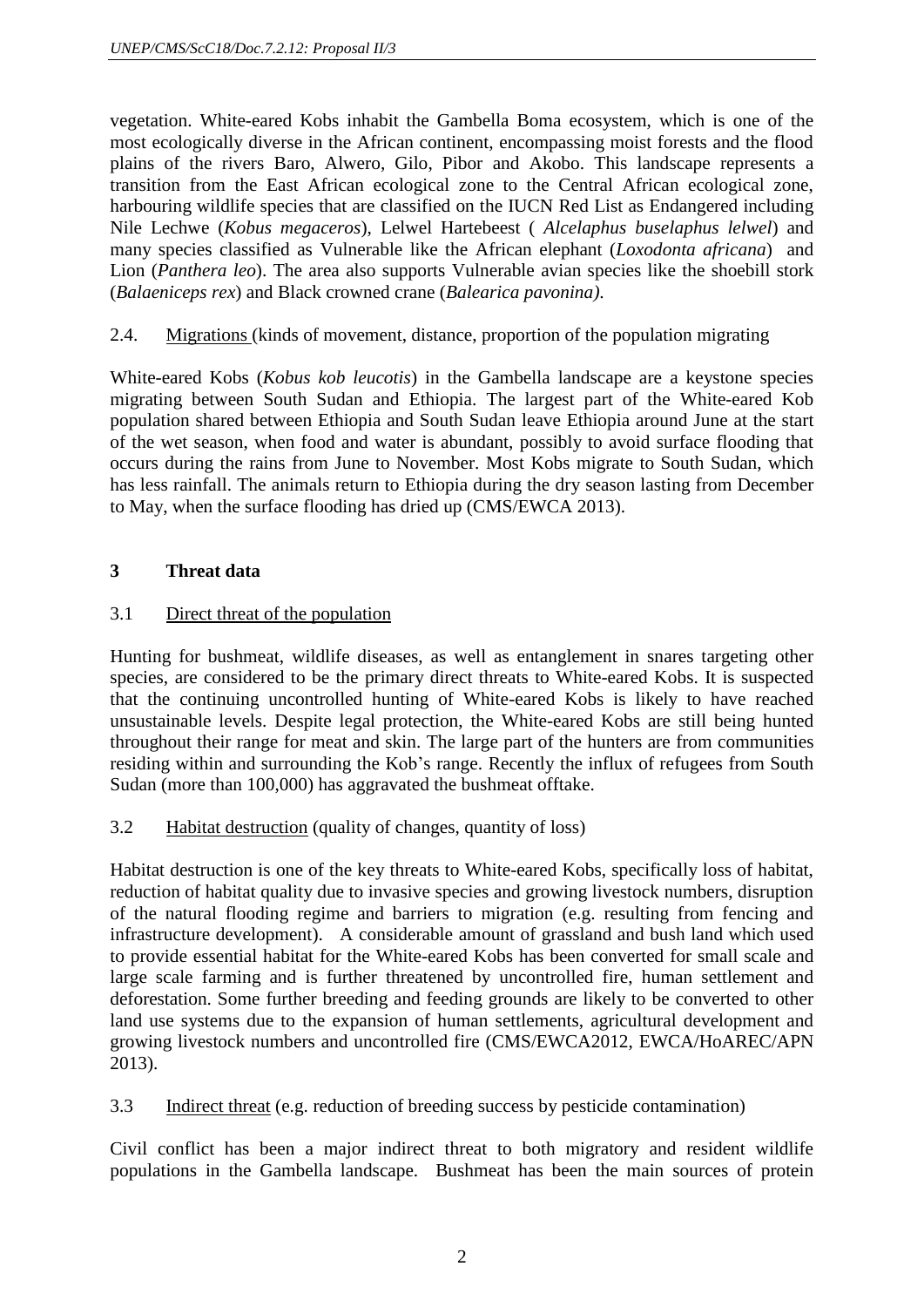vegetation. White-eared Kobs inhabit the Gambella Boma ecosystem, which is one of the most ecologically diverse in the African continent, encompassing moist forests and the flood plains of the rivers Baro, Alwero, Gilo, Pibor and Akobo. This landscape represents a transition from the East African ecological zone to the Central African ecological zone, harbouring wildlife species that are classified on the IUCN Red List as Endangered including Nile Lechwe (*Kobus megaceros*), Lelwel Hartebeest ( *Alcelaphus buselaphus lelwel*) and many species classified as Vulnerable like the African elephant (*Loxodonta africana*) and Lion (*Panthera leo*). The area also supports Vulnerable avian species like the shoebill stork (*Balaeniceps rex*) and Black crowned crane (*Balearica pavonina).*

2.4. Migrations (kinds of movement, distance, proportion of the population migrating

White-eared Kobs (*Kobus kob leucotis*) in the Gambella landscape are a keystone species migrating between South Sudan and Ethiopia. The largest part of the White-eared Kob population shared between Ethiopia and South Sudan leave Ethiopia around June at the start of the wet season, when food and water is abundant, possibly to avoid surface flooding that occurs during the rains from June to November. Most Kobs migrate to South Sudan, which has less rainfall. The animals return to Ethiopia during the dry season lasting from December to May, when the surface flooding has dried up (CMS/EWCA 2013).

## 3 Threat data

3.1 Direct threat of the population

Hunting for bushmeat, wildlife diseases, as well as entanglement in snares targeting other species, are considered to be the primary direct threats to White-eared Kobs. It is suspected that the continuing uncontrolled hunting of White-eared Kobs is likely to have reached unsustainable levels. Despite legal protection, the White-eared Kobs are still being hunted throughout their range for meat and skin. The large part of the hunters are from communities residing within and surrounding the Kob's range. Recently the influx of refugees from South Sudan (more than 100,000) has aggravated the bushmeat offtake.

3.2 Habitat destruction (quality of changes, quantity of loss)

Habitat destruction is one of the key threats to White-eared Kobs, specifically loss of habitat, reduction of habitat quality due to invasive species and growing livestock numbers, disruption of the natural flooding regime and barriers to migration (e.g. resulting from fencing and infrastructure development). A considerable amount of grassland and bush land which used to provide essential habitat for the White-eared Kobs has been converted for small scale and large scale farming and is further threatened by uncontrolled fire, human settlement and deforestation. Some further breeding and feeding grounds are likely to be converted to other land use systems due to the expansion of human settlements, agricultural development and growing livestock numbers and uncontrolled fire (CMS/EWCA2012, EWCA/HoAREC/APN 2013).

3.3 Indirect threat (e.g. reduction of breeding success by pesticide contamination)

Civil conflict has been a major indirect threat to both migratory and resident wildlife populations in the Gambella landscape. Bushmeat has been the main sources of protein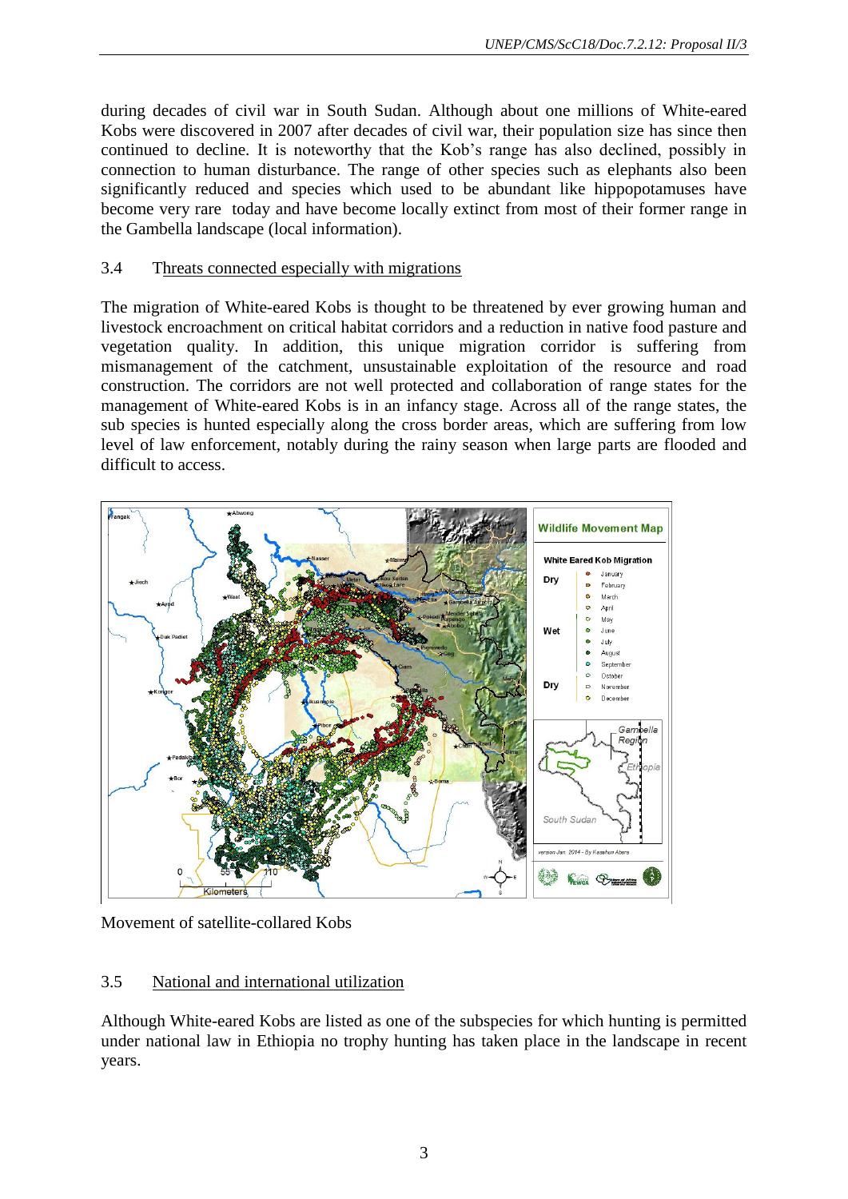during decades of civil war in South Sudan. Although about one millions of White-eared Kobs were discovered in 2007 after decades of civil war, their population size has since then continued to decline. It is noteworthy that the Kob's range has also declined, possibly in connection to human disturbance. The range of other species such as elephants also been significantly reduced and species which used to be abundant like hippopotamuses have become very rare today and have become locally extinct from most of their former range in the Gambella landscape (local information).

## 3.4 Threats connected especially with migrations

The migration of White-eared Kobs is thought to be threatened by ever growing human and livestock encroachment on critical habitat corridors and a reduction in native food pasture and vegetation quality. In addition, this unique migration corridor is suffering from mismanagement of the catchment, unsustainable exploitation of the resource and road construction. The corridors are not well protected and collaboration of range states for the management of White-eared Kobs is in an infancy stage. Across all of the range states, the sub species is hunted especially along the cross border areas, which are suffering from low level of law enforcement, notably during the rainy season when large parts are flooded and difficult to access.

Movement of satellite-collared Kobs

## 3.5 National and international utilization

Although White-eared Kobs are listed as one of the subspecies for which hunting is permitted under national law in Ethiopia no trophy hunting has taken place in the landscape in recent years.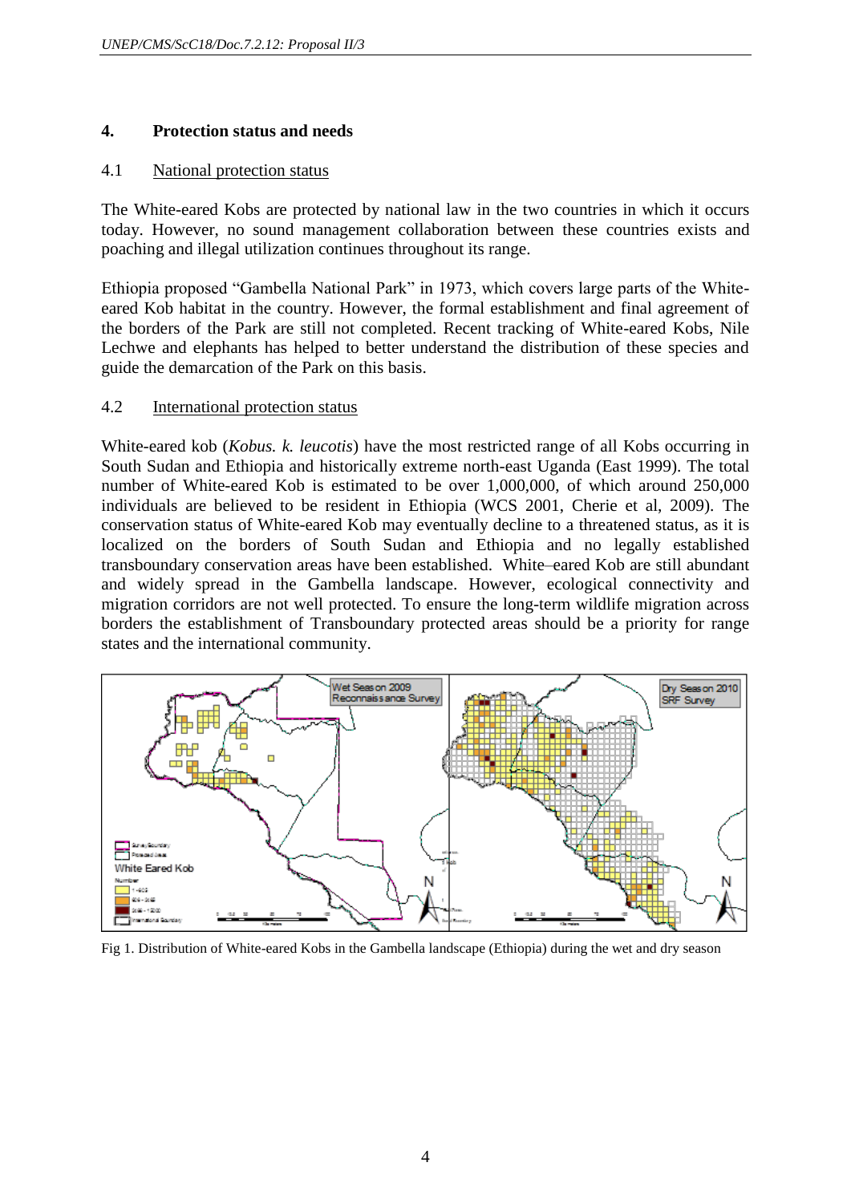## 4. Protection status and needs

### 4.1 National protection status

The White-eared Kobs are protected by national law in the two countries in which it occurs today. However, no sound management collaboration between these countries exists and poaching and illegal utilization continues throughout its range.

Ethiopia proposed "Gambella National Park" in 1973, which covers large parts of the White-eared Kob habitat in the country. However, the formal establishment and final agreement of the borders of the Park are still not completed. Recent tracking of White-eared Kobs, Nile Lechwe and elephants has helped to better understand the distribution of these species and guide the demarcation of the Park on this basis.

### 4.2 International protection status

White-eared kob (*Kobus. k. leucotis*) have the most restricted range of all Kobs occurring in South Sudan and Ethiopia and historically extreme north-east Uganda (East 1999). The total number of White-eared Kob is estimated to be over 1,000,000, of which around 250,000 individuals are believed to be resident in Ethiopia (WCS 2001, Cherie et al, 2009). The conservation status of White-eared Kob may eventually decline to a threatened status, as it is localized on the borders of South Sudan and Ethiopia and no legally established transboundary conservation areas have been established. White–eared Kob are still abundant and widely spread in the Gambella landscape. However, ecological connectivity and migration corridors are not well protected. To ensure the long-term wildlife migration across borders the establishment of Transboundary protected areas should be a priority for range states and the international community.

Fig 1. Distribution of White-eared Kobs in the Gambella landscape (Ethiopia) during the wet and dry season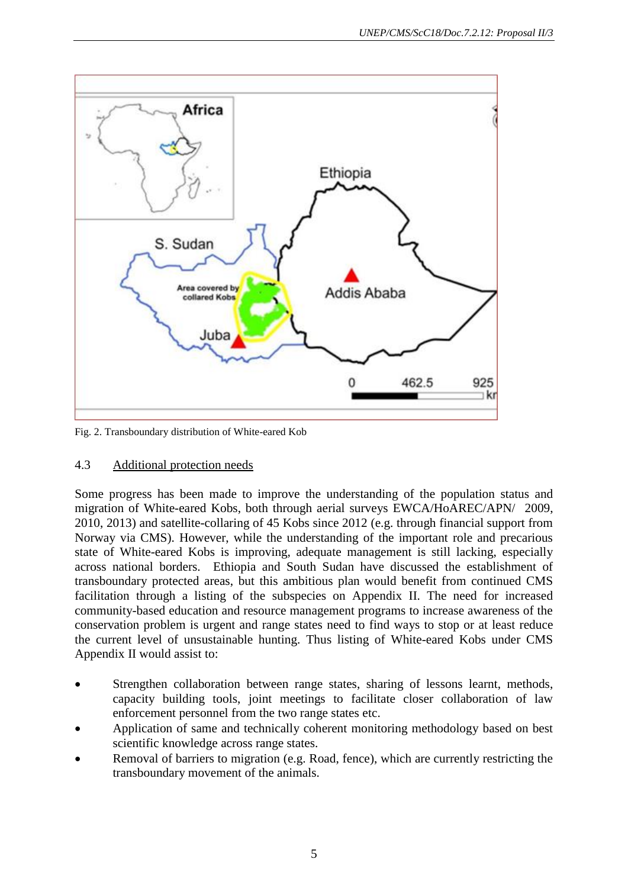Fig. 2. Transboundary distribution of White-eared Kob

### 4.3 Additional protection needs

Some progress has been made to improve the understanding of the population status and migration of White-eared Kobs, both through aerial surveys EWCA/HoAREC/APN/ 2009, 2010, 2013) and satellite-collaring of 45 Kobs since 2012 (e.g. through financial support from Norway via CMS). However, while the understanding of the important role and precarious state of White-eared Kobs is improving, adequate management is still lacking, especially across national borders. Ethiopia and South Sudan have discussed the establishment of transboundary protected areas, but this ambitious plan would benefit from continued CMS facilitation through a listing of the subspecies on Appendix II. The need for increased community-based education and resource management programs to increase awareness of the conservation problem is urgent and range states need to find ways to stop or at least reduce the current level of unsustainable hunting. Thus listing of White-eared Kobs under CMS Appendix II would assist to:

- Strengthen collaboration between range states, sharing of lessons learnt, methods, capacity building tools, joint meetings to facilitate closer collaboration of law enforcement personnel from the two range states etc.
- Application of same and technically coherent monitoring methodology based on best scientific knowledge across range states.
- Removal of barriers to migration (e.g. Road, fence), which are currently restricting the transboundary movement of the animals.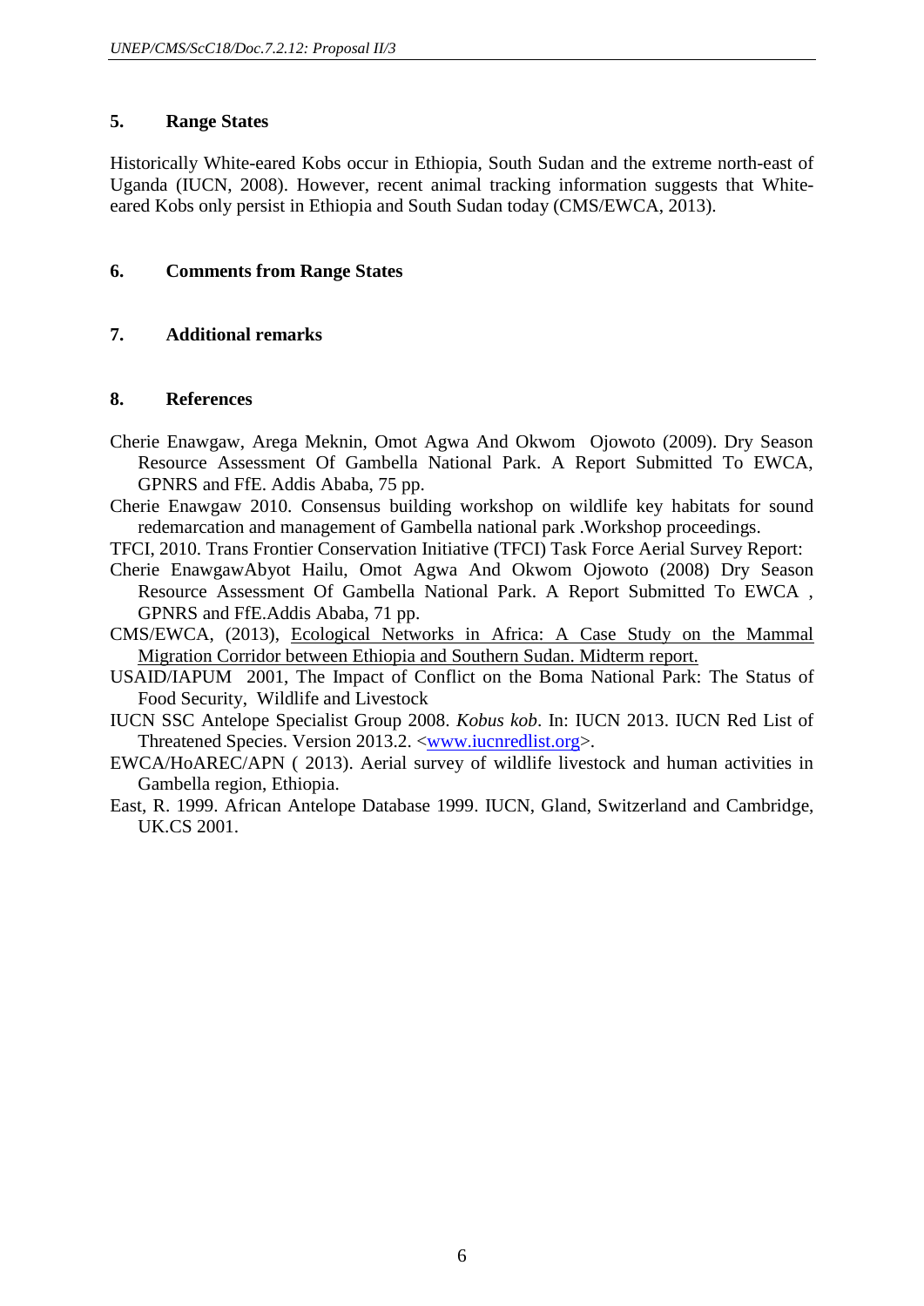## 5. Range States

Historically White-eared Kobs occur in Ethiopia, South Sudan and the extreme north-east of Uganda (IUCN, 2008). However, recent animal tracking information suggests that White-eared Kobs only persist in Ethiopia and South Sudan today (CMS/EWCA, 2013).

## 6. Comments from Range States

## 7. Additional remarks

## 8. References

Cherie Enawgaw, Arega Meknin, Omot Agwa And Okwom Ojowoto (2009). Dry Season Resource Assessment Of Gambella National Park. A Report Submitted To EWCA, GPNRS and FfE. Addis Ababa, 75 pp.

Cherie Enawgaw 2010. Consensus building workshop on wildlife key habitats for sound redemarcation and management of Gambella national park .Workshop proceedings.

TFCI, 2010. Trans Frontier Conservation Initiative (TFCI) Task Force Aerial Survey Report:

Cherie EnawgawAbyot Hailu, Omot Agwa And Okwom Ojowoto (2008) Dry Season Resource Assessment Of Gambella National Park. A Report Submitted To EWCA , GPNRS and FfE.Addis Ababa, 71 pp.

CMS/EWCA, (2013), Ecological Networks in Africa: A Case Study on the Mammal Migration Corridor between Ethiopia and Southern Sudan. Midterm report.

USAID/IAPUM 2001, The Impact of Conflict on the Boma National Park: The Status of Food Security, Wildlife and Livestock

IUCN SSC Antelope Specialist Group 2008. *Kobus kob*. In: IUCN 2013. IUCN Red List of Threatened Species. Version 2013.2. <www.iucnredlist.org>.

EWCA/HoAREC/APN ( 2013). Aerial survey of wildlife livestock and human activities in Gambella region, Ethiopia.

East, R. 1999. African Antelope Database 1999. IUCN, Gland, Switzerland and Cambridge, UK.CS 2001.